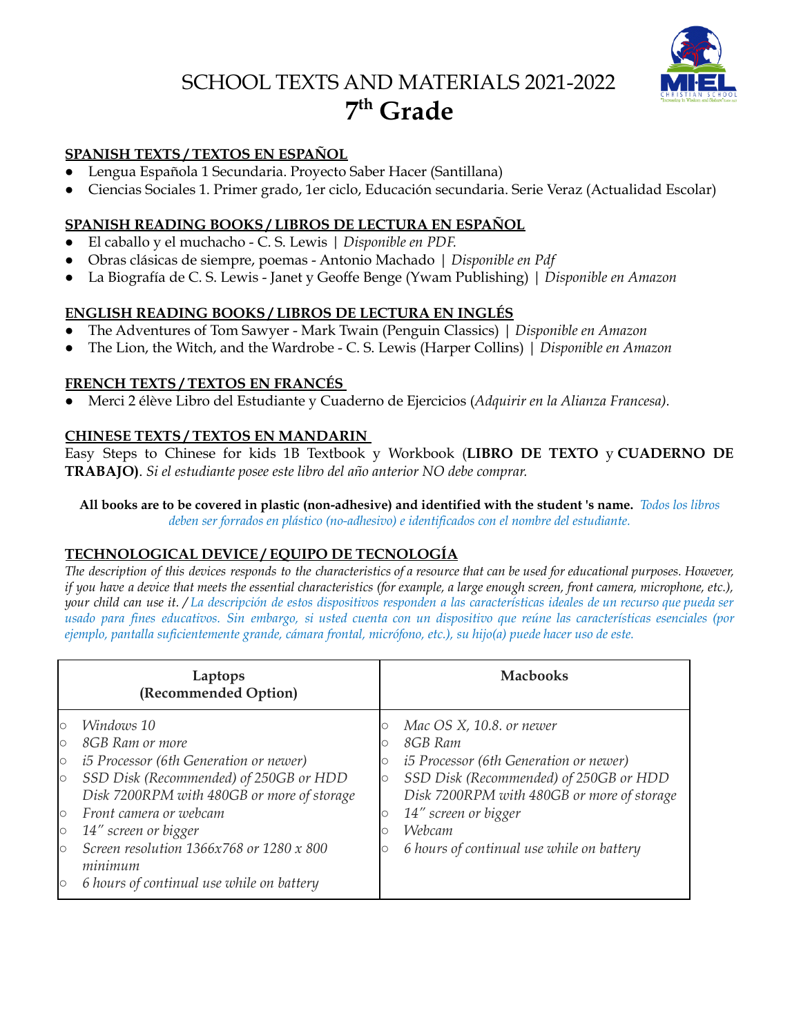# SCHOOL TEXTS AND MATERIALS 2021-2022

## 7th Grade

### SPANISH TEXTS / TEXTOS EN ESPAÑOL

- Lengua Española 1 Secundaria. Proyecto Saber Hacer (Santillana)
- Ciencias Sociales 1. Primer grado, 1er ciclo, Educación secundaria. Serie Veraz (Actualidad Escolar)

### SPANISH READING BOOKS / LIBROS DE LECTURA EN ESPAÑOL

- El caballo y el muchacho - C. S. Lewis | *Disponible en PDF.*
- Obras clásicas de siempre, poemas - Antonio Machado | *Disponible en Pdf*
- La Biografía de C. S. Lewis - Janet y Geoffe Benge (Ywam Publishing) | *Disponible en Amazon*

### ENGLISH READING BOOKS / LIBROS DE LECTURA EN INGLÉS

- The Adventures of Tom Sawyer - Mark Twain (Penguin Classics) | *Disponible en Amazon*
- The Lion, the Witch, and the Wardrobe - C. S. Lewis (Harper Collins) | *Disponible en Amazon*

### FRENCH TEXTS / TEXTOS EN FRANCÉS

- Merci 2 élève Libro del Estudiante y Cuaderno de Ejercicios (*Adquirir en la Alianza Francesa).*

### CHINESE TEXTS / TEXTOS EN MANDARIN

Easy Steps to Chinese for kids 1B Textbook y Workbook (**LIBRO DE TEXTO** y **CUADERNO DE TRABAJO)**. *Si el estudiante posee este libro del año anterior NO debe comprar.*

**All books are to be covered in plastic (non-adhesive) and identified with the student 's name.** *Todos los libros deben ser forrados en plástico (no-adhesivo) e identificados con el nombre del estudiante.*

### TECHNOLOGICAL DEVICE / EQUIPO DE TECNOLOGÍA

*The description of this devices responds to the characteristics of a resource that can be used for educational purposes. However, if you have a device that meets the essential characteristics (for example, a large enough screen, front camera, microphone, etc.), your child can use it. / La descripción de estos dispositivos responden a las características ideales de un recurso que pueda ser usado para fines educativos. Sin embargo, si usted cuenta con un dispositivo que reúne las características esenciales (por ejemplo, pantalla suficientemente grande, cámara frontal, micrófono, etc.), su hijo(a) puede hacer uso de este.*

| Laptops (Recommended Option) | Macbooks |
|---|---|
| ○ *Windows 10*<br>○ *8GB Ram or more*<br>○ *i5 Processor (6th Generation or newer)*<br>○ *SSD Disk (Recommended) of 250GB or HDD Disk 7200RPM with 480GB or more of storage*<br>○ *Front camera or webcam*<br>○ *14" screen or bigger*<br>○ *Screen resolution 1366x768 or 1280 x 800 minimum*<br>○ *6 hours of continual use while on battery* | ○ *Mac OS X, 10.8. or newer*<br>○ *8GB Ram*<br>○ *i5 Processor (6th Generation or newer)*<br>○ *SSD Disk (Recommended) of 250GB or HDD Disk 7200RPM with 480GB or more of storage*<br>○ *14" screen or bigger*<br>○ *Webcam*<br>○ *6 hours of continual use while on battery* |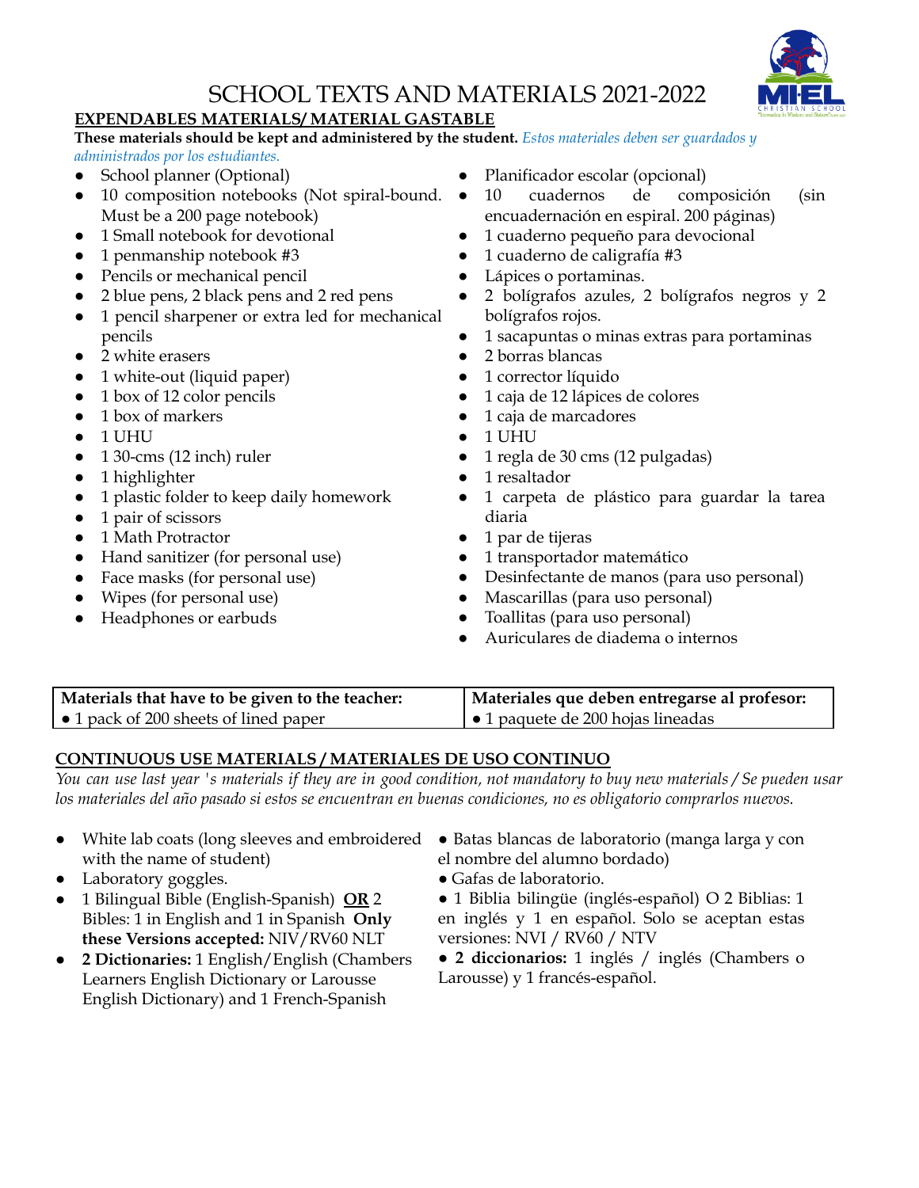# SCHOOL TEXTS AND MATERIALS 2021-2022

**EXPENDABLES MATERIALS/ MATERIAL GASTABLE**

**These materials should be kept and administered by the student.** *Estos materiales deben ser guardados y administrados por los estudiantes.*

- School planner (Optional)
- 10 composition notebooks (Not spiral-bound. Must be a 200 page notebook)
- 1 Small notebook for devotional
- 1 penmanship notebook #3
- Pencils or mechanical pencil
- 2 blue pens, 2 black pens and 2 red pens
- 1 pencil sharpener or extra led for mechanical pencils
- 2 white erasers
- 1 white-out (liquid paper)
- 1 box of 12 color pencils
- 1 box of markers
- 1 UHU
- 1 30-cms (12 inch) ruler
- 1 highlighter
- 1 plastic folder to keep daily homework
- 1 pair of scissors
- 1 Math Protractor
- Hand sanitizer (for personal use)
- Face masks (for personal use)
- Wipes (for personal use)
- Headphones or earbuds

- Planificador escolar (opcional)
- 10 cuadernos de composición (sin encuadernación en espiral. 200 páginas)
- 1 cuaderno pequeño para devocional
- 1 cuaderno de caligrafía #3
- Lápices o portaminas.
- 2 bolígrafos azules, 2 bolígrafos negros y 2 bolígrafos rojos.
- 1 sacapuntas o minas extras para portaminas
- 2 borras blancas
- 1 corrector líquido
- 1 caja de 12 lápices de colores
- 1 caja de marcadores
- 1 UHU
- 1 regla de 30 cms (12 pulgadas)
- 1 resaltador
- 1 carpeta de plástico para guardar la tarea diaria
- 1 par de tijeras
- 1 transportador matemático
- Desinfectante de manos (para uso personal)
- Mascarillas (para uso personal)
- Toallitas (para uso personal)
- Auriculares de diadema o internos

| **Materials that have to be given to the teacher:** | **Materiales que deben entregarse al profesor:** |
|---|---|
| • 1 pack of 200 sheets of lined paper | • 1 paquete de 200 hojas lineadas |

**CONTINUOUS USE MATERIALS / MATERIALES DE USO CONTINUO**

*You can use last year 's materials if they are in good condition, not mandatory to buy new materials / Se pueden usar los materiales del año pasado si estos se encuentran en buenas condiciones, no es obligatorio comprarlos nuevos.*

- White lab coats (long sleeves and embroidered with the name of student)
- Laboratory goggles.
- 1 Bilingual Bible (English-Spanish) **OR** 2 Bibles: 1 in English and 1 in Spanish **Only these Versions accepted:** NIV/RV60 NLT
- **2 Dictionaries:** 1 English/English (Chambers Learners English Dictionary or Larousse English Dictionary) and 1 French-Spanish

- Batas blancas de laboratorio (manga larga y con el nombre del alumno bordado)
- Gafas de laboratorio.
- 1 Biblia bilingüe (inglés-español) O 2 Biblias: 1 en inglés y 1 en español. Solo se aceptan estas versiones: NVI / RV60 / NTV
- **2 diccionarios:** 1 inglés / inglés (Chambers o Larousse) y 1 francés-español.